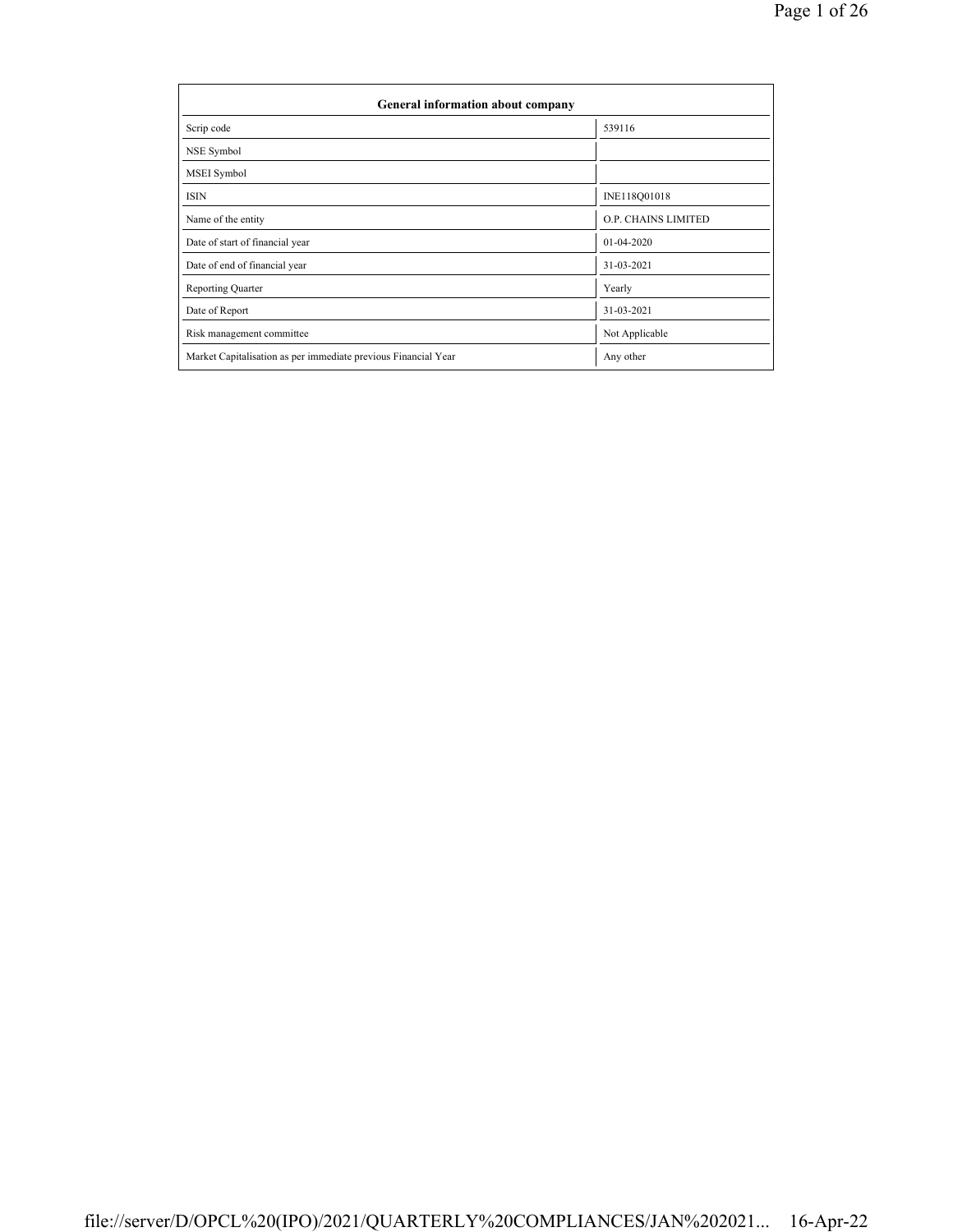| General information about company | |
|---|---|
| Scrip code | 539116 |
| NSE Symbol | |
| MSEI Symbol | |
| ISIN | INE118Q01018 |
| Name of the entity | O.P. CHAINS LIMITED |
| Date of start of financial year | 01-04-2020 |
| Date of end of financial year | 31-03-2021 |
| Reporting Quarter | Yearly |
| Date of Report | 31-03-2021 |
| Risk management committee | Not Applicable |
| Market Capitalisation as per immediate previous Financial Year | Any other |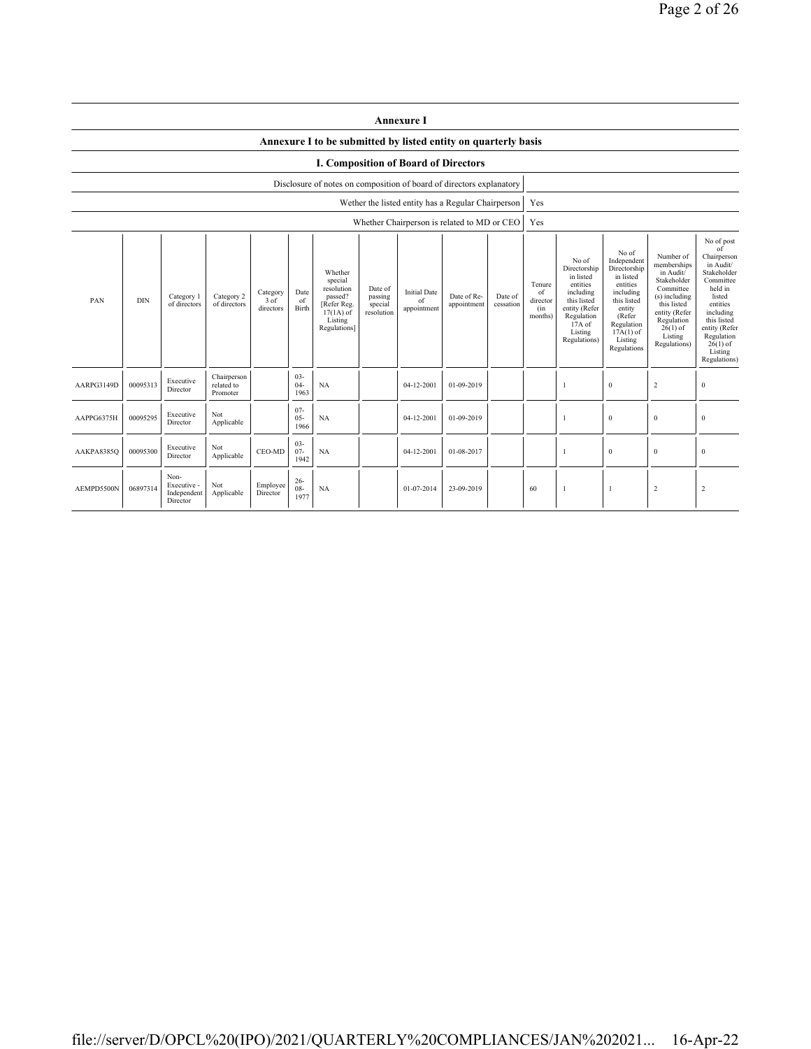## Annexure I

### Annexure I to be submitted by listed entity on quarterly basis

### I. Composition of Board of Directors

| Disclosure of notes on composition of board of directors explanatory | |
|---|---|
| Wether the listed entity has a Regular Chairperson | Yes |
| Whether Chairperson is related to MD or CEO | Yes |

| PAN | DIN | Category 1 of directors | Category 2 of directors | Category 3 of directors | Date of Birth | Whether special resolution passed? [Refer Reg. 17(1A) of Listing Regulations] | Date of passing special resolution | Initial Date of appointment | Date of Re-appointment | Date of cessation | Tenure of director (in months) | No of Directorship in listed entities including this listed entity (Refer Regulation 17A of Listing Regulations) | No of Independent Directorship in listed entities including this listed entity (Refer Regulation 17A(1) of Listing Regulations | Number of memberships in Audit/ Stakeholder Committee (s) including this listed entity (Refer Regulation 26(1) of Listing Regulations) | No of post of Chairperson in Audit/ Stakeholder Committee held in listed entities including this listed entity (Refer Regulation 26(1) of Listing Regulations) |
|---|---|---|---|---|---|---|---|---|---|---|---|---|---|---|---|
| AARPG3149D | 00095313 | Executive Director | Chairperson related to Promoter | | 03-04-1963 | NA | | 04-12-2001 | 01-09-2019 | | | 1 | 0 | 2 | 0 |
| AAPPG6375H | 00095295 | Executive Director | Not Applicable | | 07-05-1966 | NA | | 04-12-2001 | 01-09-2019 | | | 1 | 0 | 0 | 0 |
| AAKPA8385Q | 00095300 | Executive Director | Not Applicable | CEO-MD | 03-07-1942 | NA | | 04-12-2001 | 01-08-2017 | | | 1 | 0 | 0 | 0 |
| AEMPD5500N | 06897314 | Non-Executive - Independent Director | Not Applicable | Employee Director | 26-08-1977 | NA | | 01-07-2014 | 23-09-2019 | | 60 | 1 | 1 | 2 | 2 |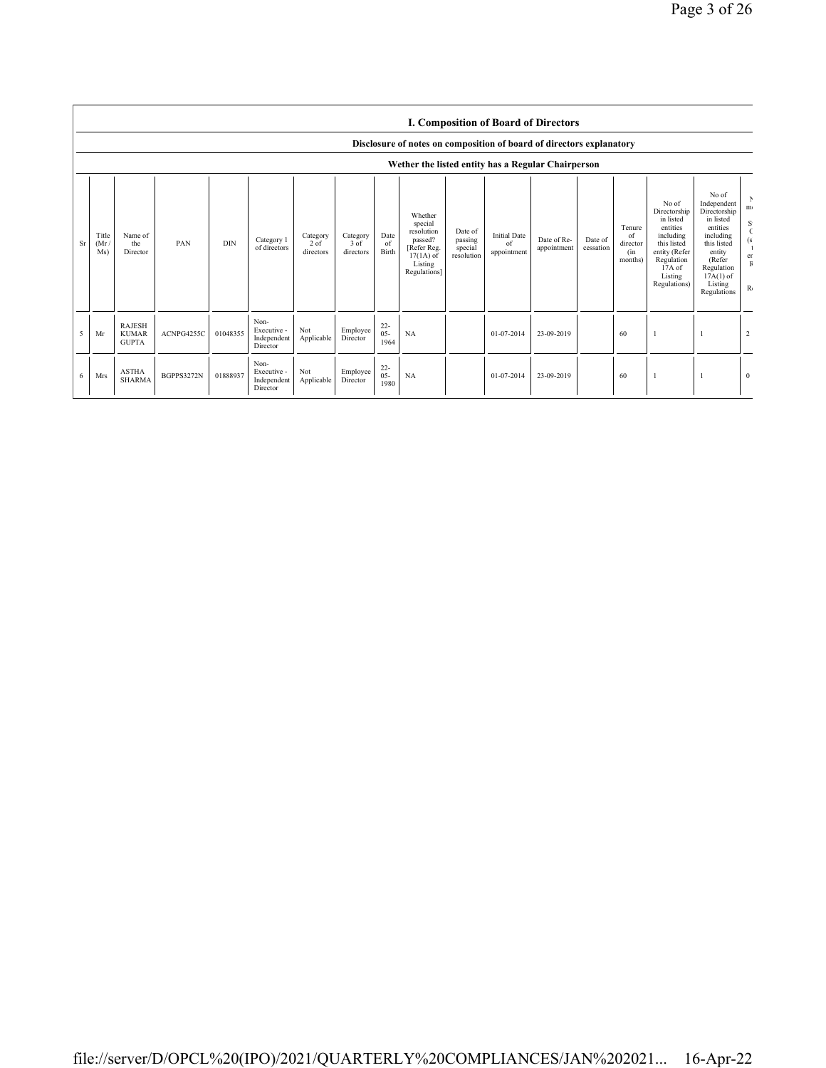## I. Composition of Board of Directors

### Disclosure of notes on composition of board of directors explanatory

### Wether the listed entity has a Regular Chairperson

| Sr | Title (Mr / Ms) | Name of the Director | PAN | DIN | Category 1 of directors | Category 2 of directors | Category 3 of directors | Date of Birth | Whether special resolution passed? [Refer Reg. 17(1A) of Listing Regulations] | Date of passing special resolution | Initial Date of appointment | Date of Re-appointment | Date of cessation | Tenure of director (in months) | No of Directorship in listed entities including this listed entity (Refer Regulation 17A of Listing Regulations) | No of Independent Directorship in listed entities including this listed entity (Refer Regulation 17A(1) of Listing Regulations | N m S C (s e R |
|---|---|---|---|---|---|---|---|---|---|---|---|---|---|---|---|---|---|
| 5 | Mr | RAJESH KUMAR GUPTA | ACNPG4255C | 01048355 | Non-Executive - Independent Director | Not Applicable | Employee Director | 22-05-1964 | NA | | 01-07-2014 | 23-09-2019 | | 60 | 1 | 1 | 2 |
| 6 | Mrs | ASTHA SHARMA | BGPPS3272N | 01888937 | Non-Executive - Independent Director | Not Applicable | Employee Director | 22-05-1980 | NA | | 01-07-2014 | 23-09-2019 | | 60 | 1 | 1 | 0 |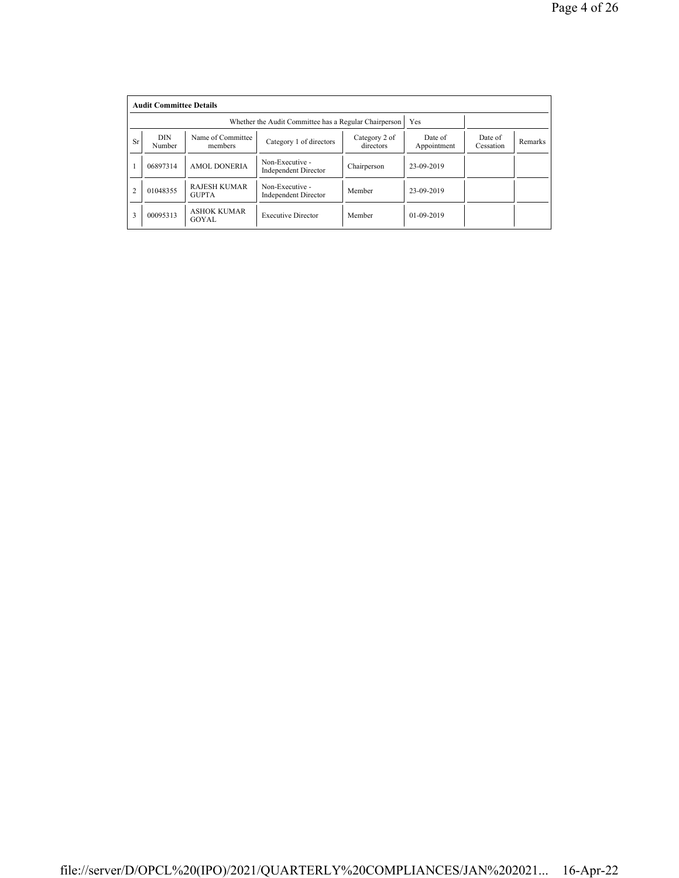**Audit Committee Details**

| | | | Whether the Audit Committee has a Regular Chairperson | | Yes | | |
|---|---|---|---|---|---|---|---|
| Sr | DIN Number | Name of Committee members | Category 1 of directors | Category 2 of directors | Date of Appointment | Date of Cessation | Remarks |
| 1 | 06897314 | AMOL DONERIA | Non-Executive - Independent Director | Chairperson | 23-09-2019 | | |
| 2 | 01048355 | RAJESH KUMAR GUPTA | Non-Executive - Independent Director | Member | 23-09-2019 | | |
| 3 | 00095313 | ASHOK KUMAR GOYAL | Executive Director | Member | 01-09-2019 | | |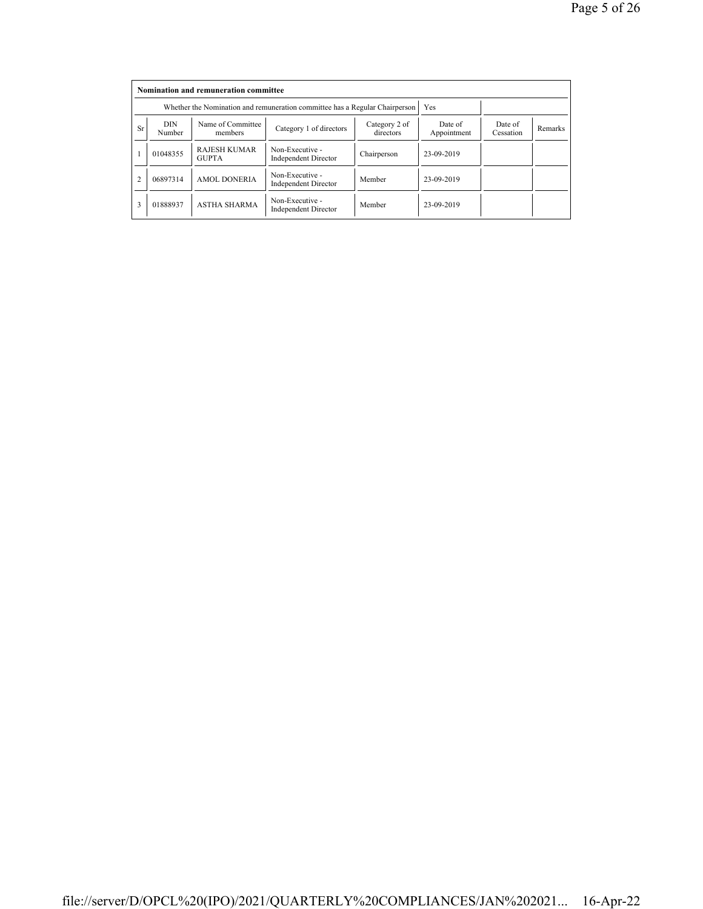| Nomination and remuneration committee | | | | | | | |
|---|---|---|---|---|---|---|---|
| Whether the Nomination and remuneration committee has a Regular Chairperson | | | | | Yes | | |
| Sr | DIN Number | Name of Committee members | Category 1 of directors | Category 2 of directors | Date of Appointment | Date of Cessation | Remarks |
| 1 | 01048355 | RAJESH KUMAR GUPTA | Non-Executive - Independent Director | Chairperson | 23-09-2019 | | |
| 2 | 06897314 | AMOL DONERIA | Non-Executive - Independent Director | Member | 23-09-2019 | | |
| 3 | 01888937 | ASTHA SHARMA | Non-Executive - Independent Director | Member | 23-09-2019 | | |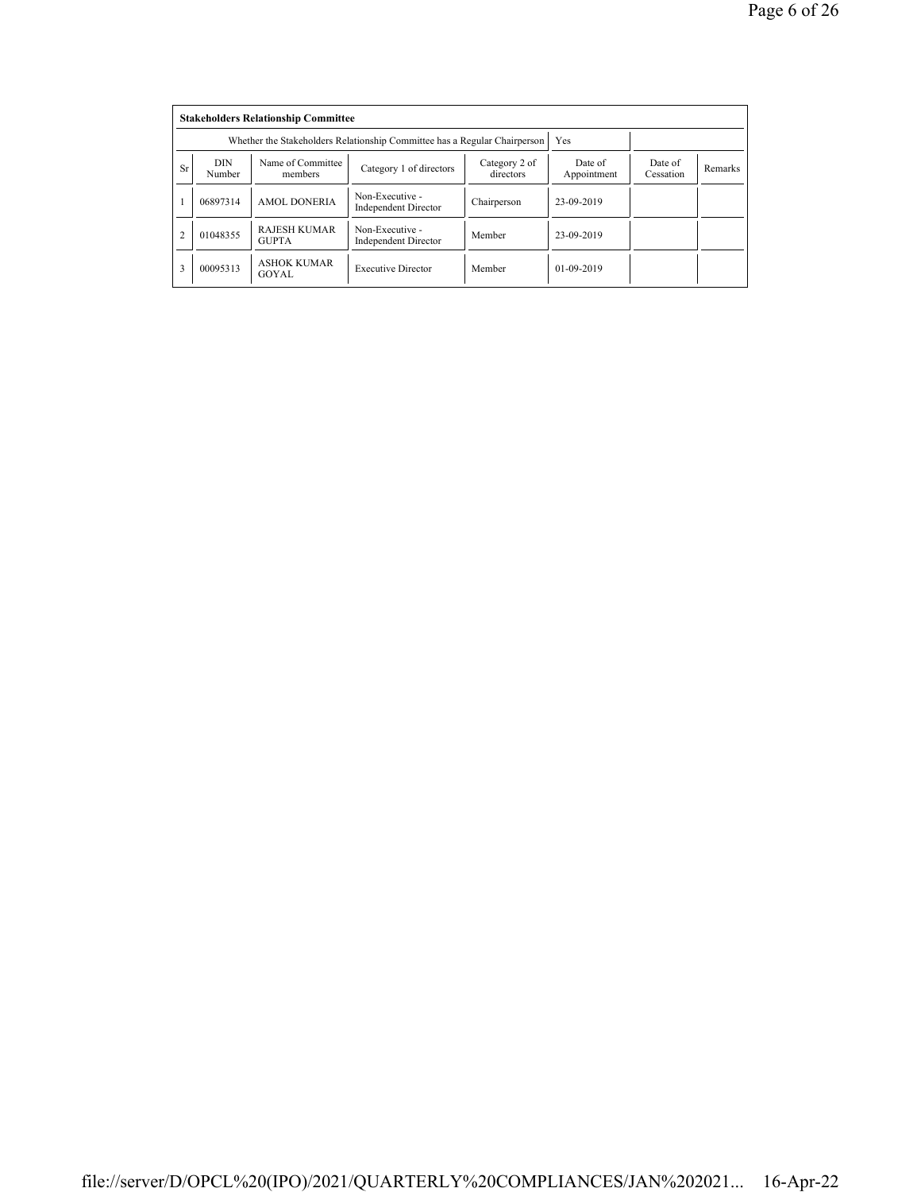**Stakeholders Relationship Committee**

| Whether the Stakeholders Relationship Committee has a Regular Chairperson | | | | | Yes | | |
|---|---|---|---|---|---|---|---|
| Sr | DIN Number | Name of Committee members | Category 1 of directors | Category 2 of directors | Date of Appointment | Date of Cessation | Remarks |
| 1 | 06897314 | AMOL DONERIA | Non-Executive - Independent Director | Chairperson | 23-09-2019 | | |
| 2 | 01048355 | RAJESH KUMAR GUPTA | Non-Executive - Independent Director | Member | 23-09-2019 | | |
| 3 | 00095313 | ASHOK KUMAR GOYAL | Executive Director | Member | 01-09-2019 | | |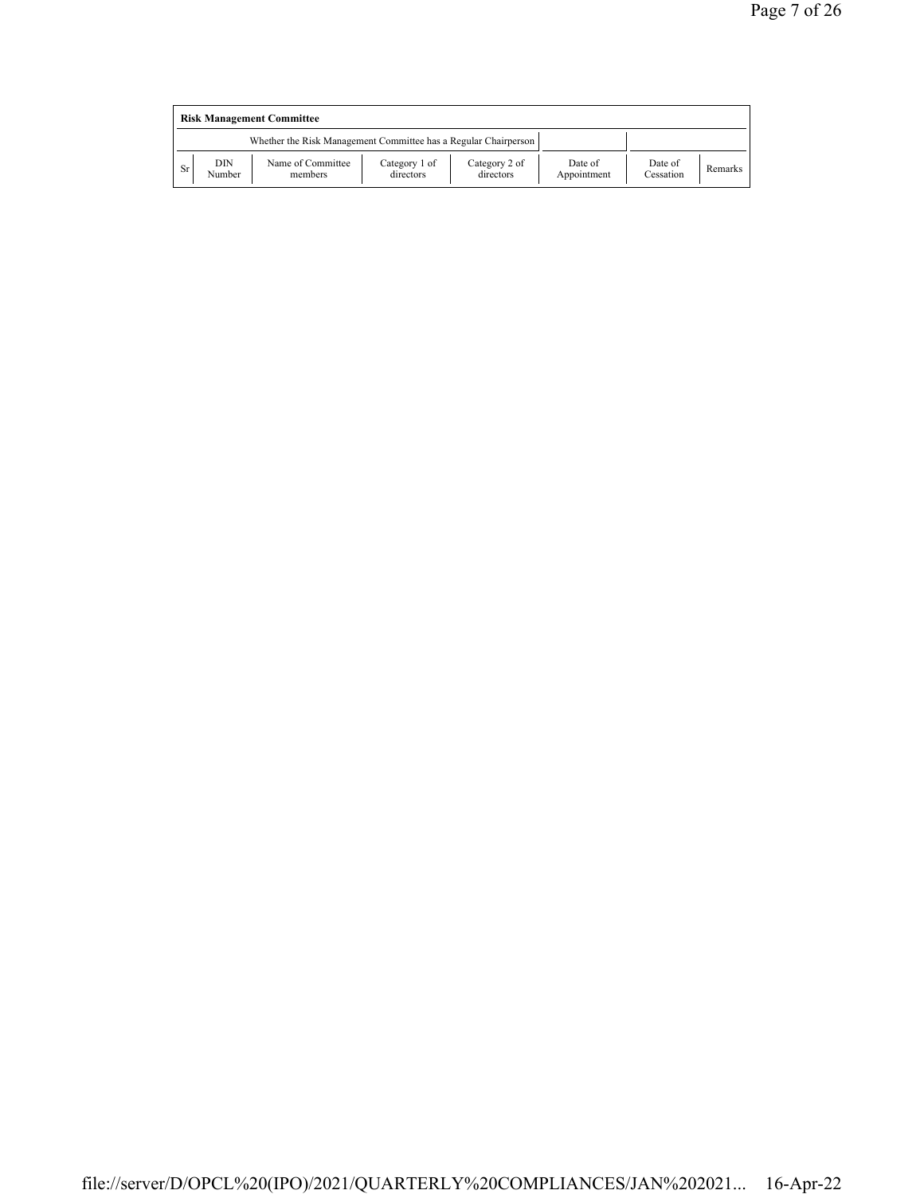| Risk Management Committee | | | | | | | |
|---|---|---|---|---|---|---|---|
| Whether the Risk Management Committee has a Regular Chairperson | | | | | | | |
| Sr | DIN Number | Name of Committee members | Category 1 of directors | Category 2 of directors | Date of Appointment | Date of Cessation | Remarks |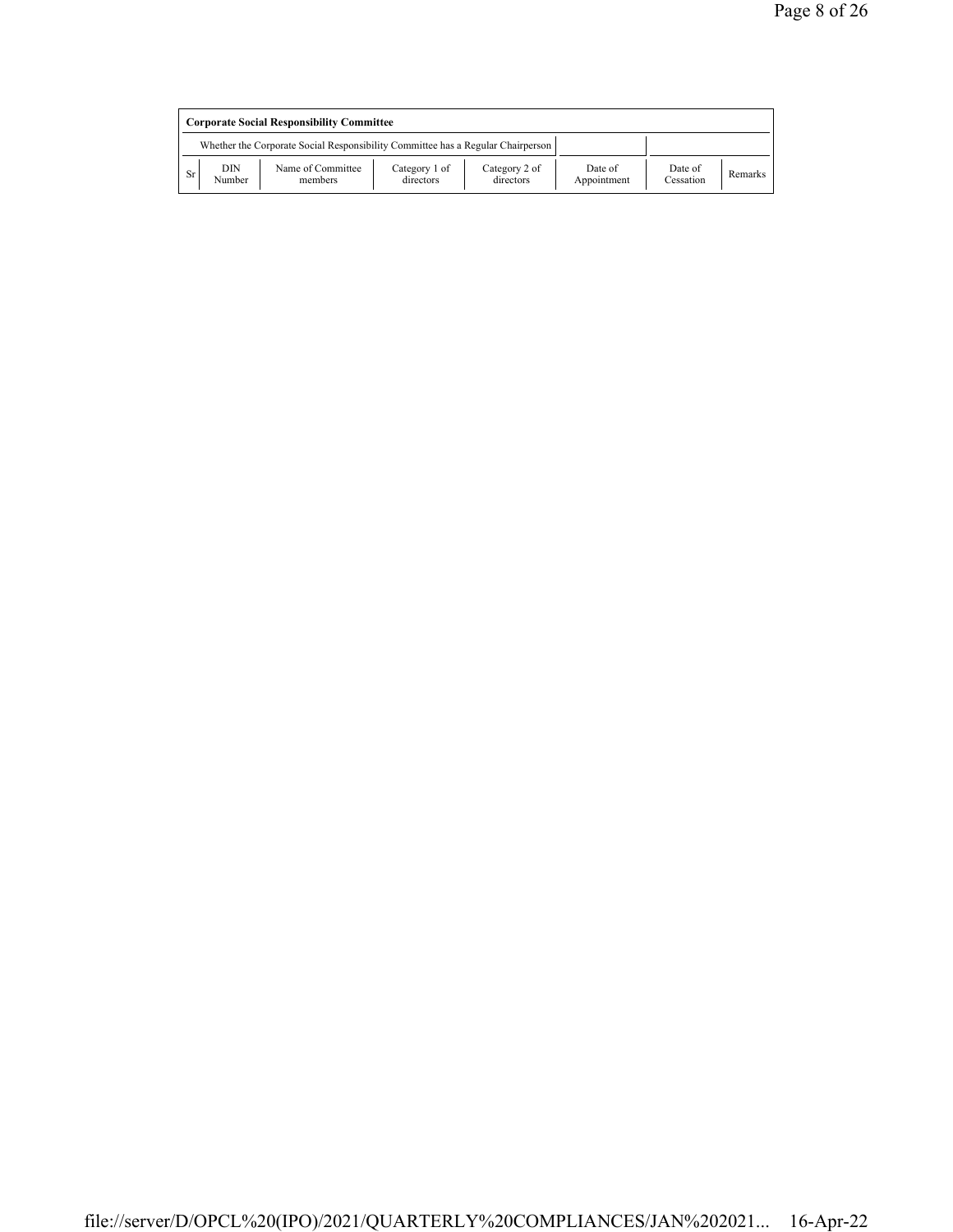| **Corporate Social Responsibility Committee** | | | | | | | |
|---|---|---|---|---|---|---|---|
| Whether the Corporate Social Responsibility Committee has a Regular Chairperson | | | | | | | |
| Sr | DIN Number | Name of Committee members | Category 1 of directors | Category 2 of directors | Date of Appointment | Date of Cessation | Remarks |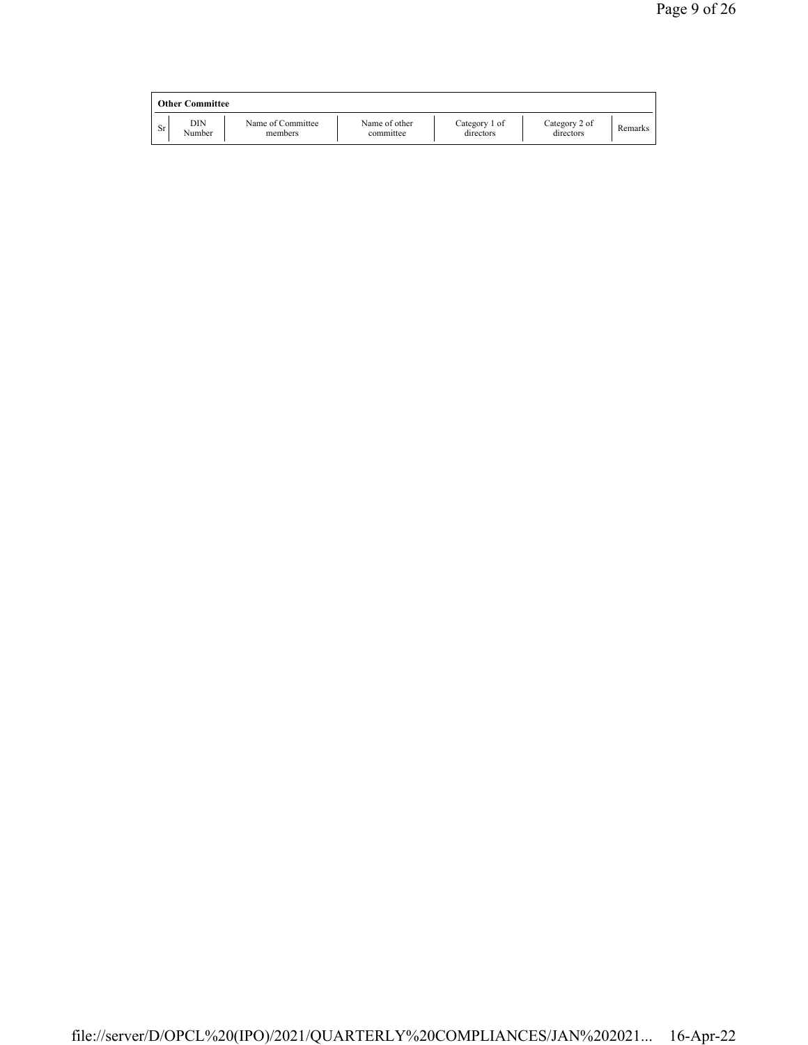**Other Committee**

| Sr | DIN Number | Name of Committee members | Name of other committee | Category 1 of directors | Category 2 of directors | Remarks |
|---|---|---|---|---|---|---|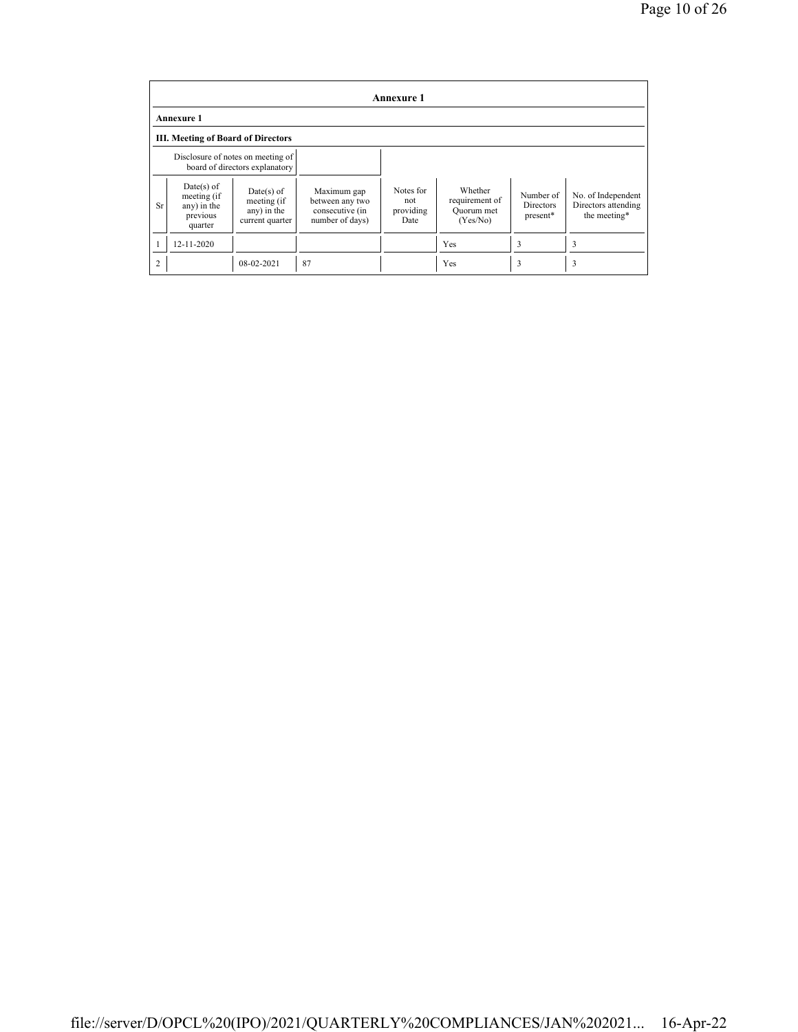## Annexure 1

**Annexure 1**

**III. Meeting of Board of Directors**

| Disclosure of notes on meeting of board of directors explanatory | |
|---|---|

| Sr | Date(s) of meeting (if any) in the previous quarter | Date(s) of meeting (if any) in the current quarter | Maximum gap between any two consecutive (in number of days) | Notes for not providing Date | Whether requirement of Quorum met (Yes/No) | Number of Directors present* | No. of Independent Directors attending the meeting* |
|---|---|---|---|---|---|---|---|
| 1 | 12-11-2020 | | | | Yes | 3 | 3 |
| 2 | | 08-02-2021 | 87 | | Yes | 3 | 3 |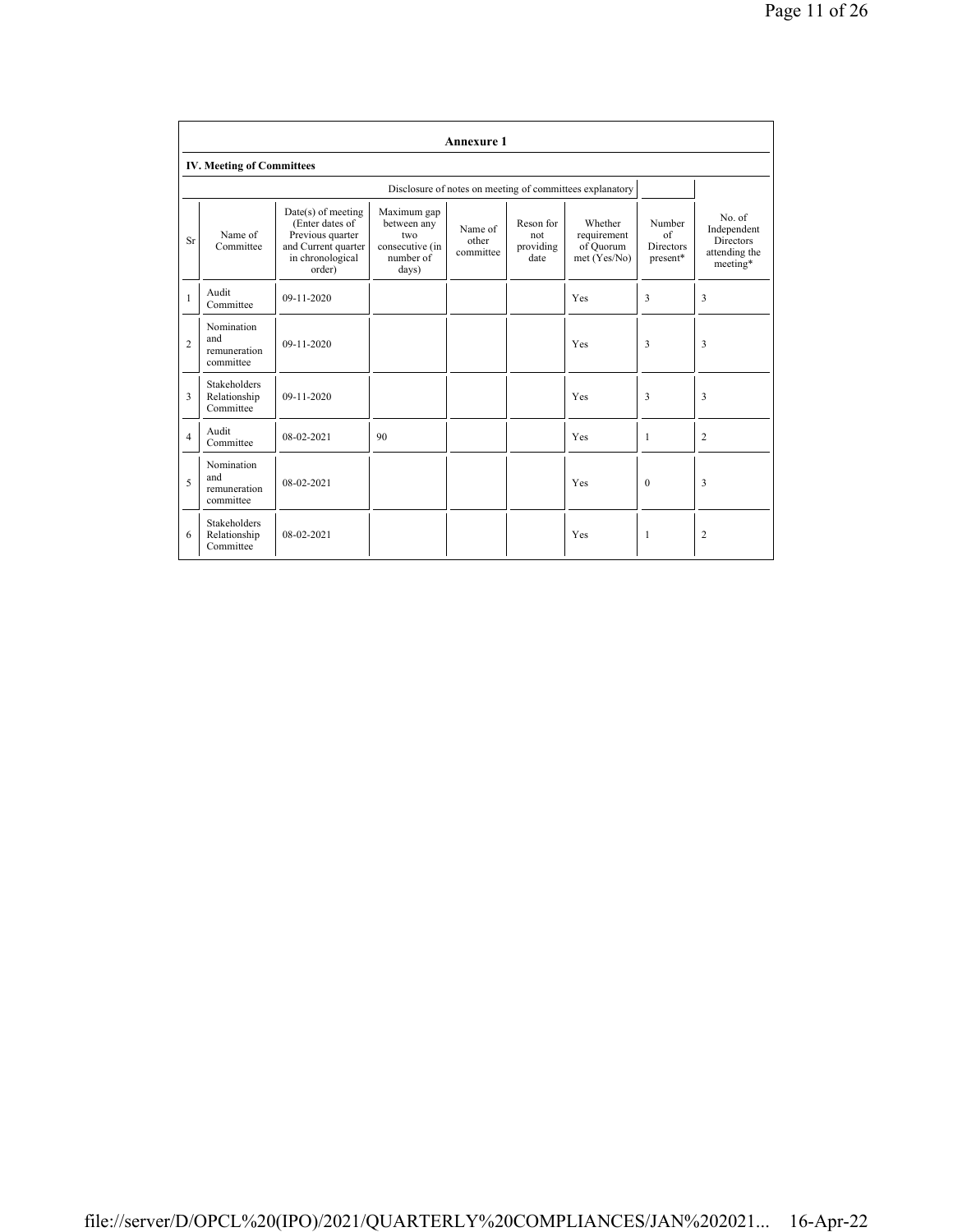## Annexure 1

### IV. Meeting of Committees

Disclosure of notes on meeting of committees explanatory

| Sr | Name of Committee | Date(s) of meeting (Enter dates of Previous quarter and Current quarter in chronological order) | Maximum gap between any two consecutive (in number of days) | Name of other committee | Reson for not providing date | Whether requirement of Quorum met (Yes/No) | Number of Directors present* | No. of Independent Directors attending the meeting* |
|---|---|---|---|---|---|---|---|---|
| 1 | Audit Committee | 09-11-2020 | | | | Yes | 3 | 3 |
| 2 | Nomination and remuneration committee | 09-11-2020 | | | | Yes | 3 | 3 |
| 3 | Stakeholders Relationship Committee | 09-11-2020 | | | | Yes | 3 | 3 |
| 4 | Audit Committee | 08-02-2021 | 90 | | | Yes | 1 | 2 |
| 5 | Nomination and remuneration committee | 08-02-2021 | | | | Yes | 0 | 3 |
| 6 | Stakeholders Relationship Committee | 08-02-2021 | | | | Yes | 1 | 2 |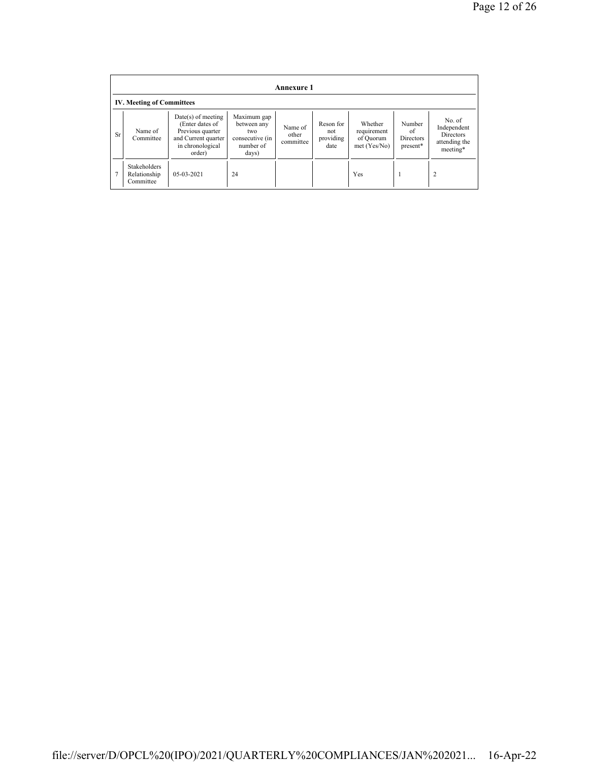| Annexure 1 | | | | | | | | |
|---|---|---|---|---|---|---|---|---|
| **IV. Meeting of Committees** | | | | | | | | |
| Sr | Name of Committee | Date(s) of meeting (Enter dates of Previous quarter and Current quarter in chronological order) | Maximum gap between any two consecutive (in number of days) | Name of other committee | Reson for not providing date | Whether requirement of Quorum met (Yes/No) | Number of Directors present* | No. of Independent Directors attending the meeting* |
| 7 | Stakeholders Relationship Committee | 05-03-2021 | 24 | | | Yes | 1 | 2 |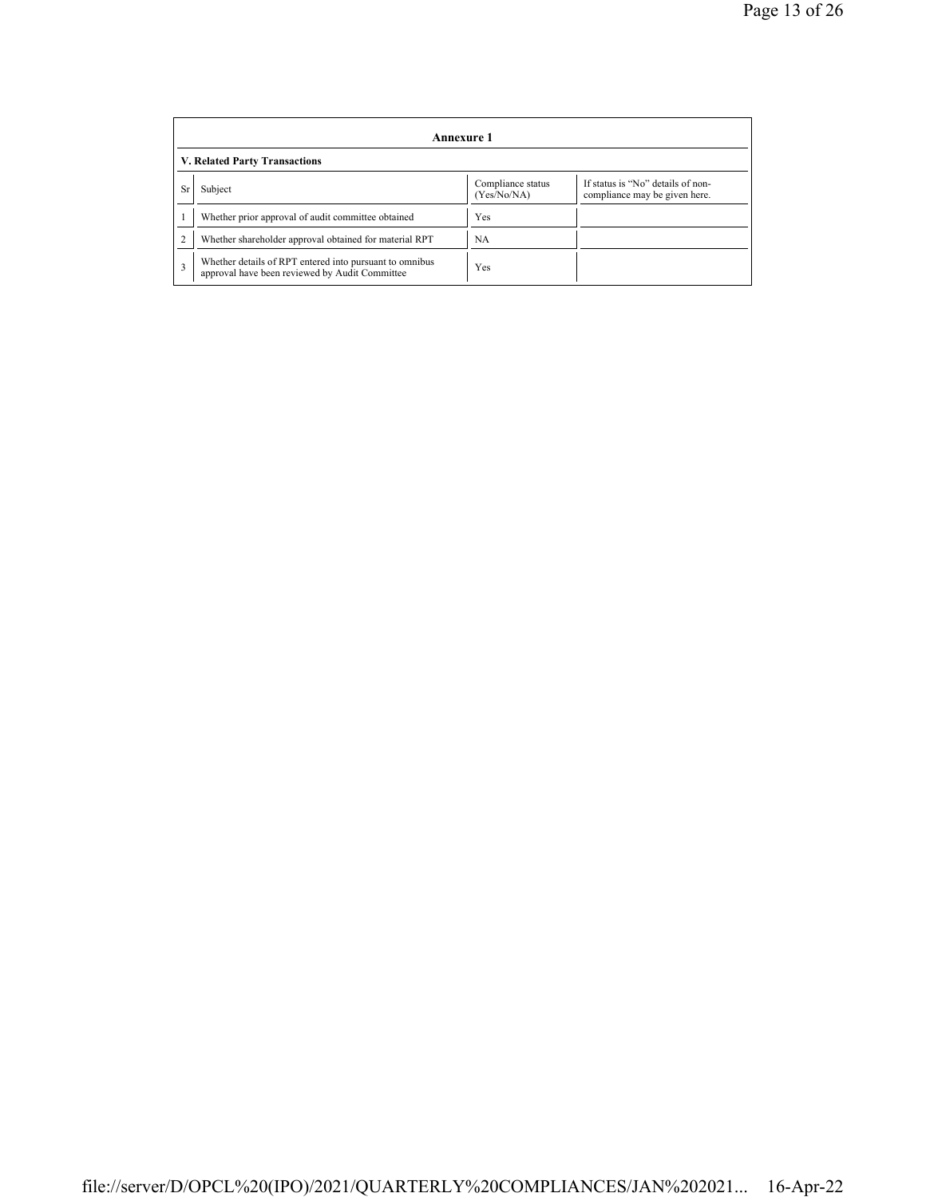## Annexure 1

### V. Related Party Transactions

| Sr | Subject | Compliance status (Yes/No/NA) | If status is "No" details of non-compliance may be given here. |
|---|---|---|---|
| 1 | Whether prior approval of audit committee obtained | Yes | |
| 2 | Whether shareholder approval obtained for material RPT | NA | |
| 3 | Whether details of RPT entered into pursuant to omnibus approval have been reviewed by Audit Committee | Yes | |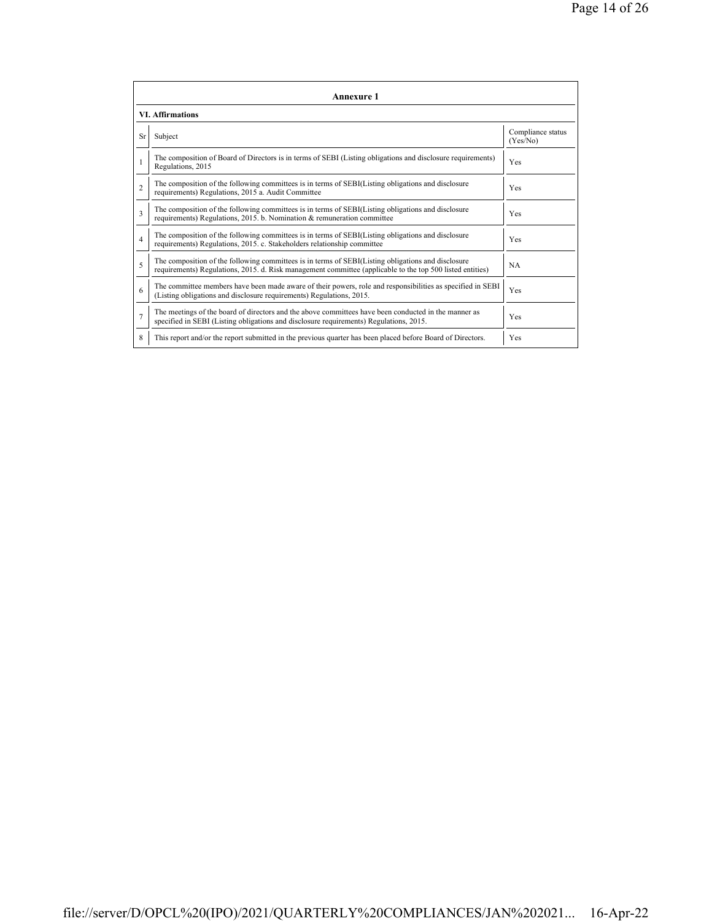## Annexure 1

### VI. Affirmations

| Sr | Subject | Compliance status (Yes/No) |
|---|---|---|
| 1 | The composition of Board of Directors is in terms of SEBI (Listing obligations and disclosure requirements) Regulations, 2015 | Yes |
| 2 | The composition of the following committees is in terms of SEBI(Listing obligations and disclosure requirements) Regulations, 2015 a. Audit Committee | Yes |
| 3 | The composition of the following committees is in terms of SEBI(Listing obligations and disclosure requirements) Regulations, 2015. b. Nomination & remuneration committee | Yes |
| 4 | The composition of the following committees is in terms of SEBI(Listing obligations and disclosure requirements) Regulations, 2015. c. Stakeholders relationship committee | Yes |
| 5 | The composition of the following committees is in terms of SEBI(Listing obligations and disclosure requirements) Regulations, 2015. d. Risk management committee (applicable to the top 500 listed entities) | NA |
| 6 | The committee members have been made aware of their powers, role and responsibilities as specified in SEBI (Listing obligations and disclosure requirements) Regulations, 2015. | Yes |
| 7 | The meetings of the board of directors and the above committees have been conducted in the manner as specified in SEBI (Listing obligations and disclosure requirements) Regulations, 2015. | Yes |
| 8 | This report and/or the report submitted in the previous quarter has been placed before Board of Directors. | Yes |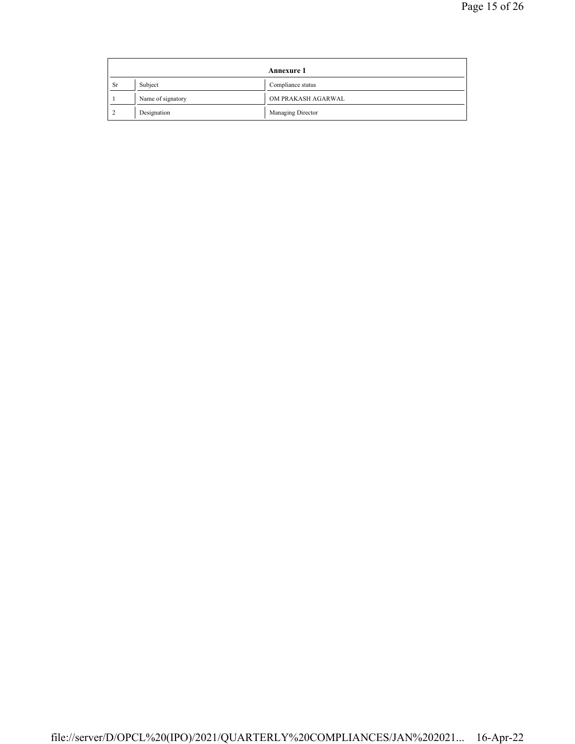| Annexure 1 | | |
|---|---|---|
| Sr | Subject | Compliance status |
| 1 | Name of signatory | OM PRAKASH AGARWAL |
| 2 | Designation | Managing Director |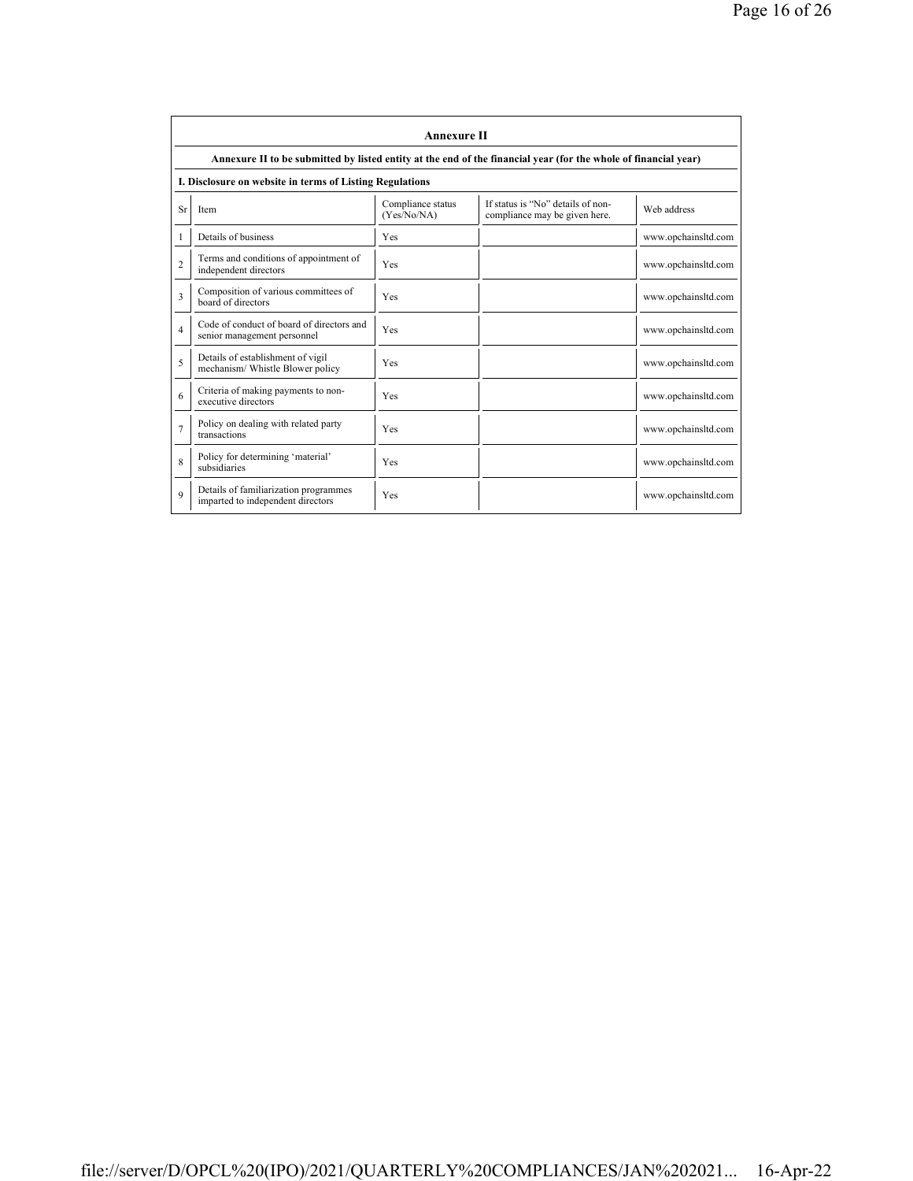## Annexure II

**Annexure II to be submitted by listed entity at the end of the financial year (for the whole of financial year)**

**I. Disclosure on website in terms of Listing Regulations**

| Sr | Item | Compliance status (Yes/No/NA) | If status is "No" details of non-compliance may be given here. | Web address |
|---|---|---|---|---|
| 1 | Details of business | Yes | | www.opchainsltd.com |
| 2 | Terms and conditions of appointment of independent directors | Yes | | www.opchainsltd.com |
| 3 | Composition of various committees of board of directors | Yes | | www.opchainsltd.com |
| 4 | Code of conduct of board of directors and senior management personnel | Yes | | www.opchainsltd.com |
| 5 | Details of establishment of vigil mechanism/ Whistle Blower policy | Yes | | www.opchainsltd.com |
| 6 | Criteria of making payments to non-executive directors | Yes | | www.opchainsltd.com |
| 7 | Policy on dealing with related party transactions | Yes | | www.opchainsltd.com |
| 8 | Policy for determining 'material' subsidiaries | Yes | | www.opchainsltd.com |
| 9 | Details of familiarization programmes imparted to independent directors | Yes | | www.opchainsltd.com |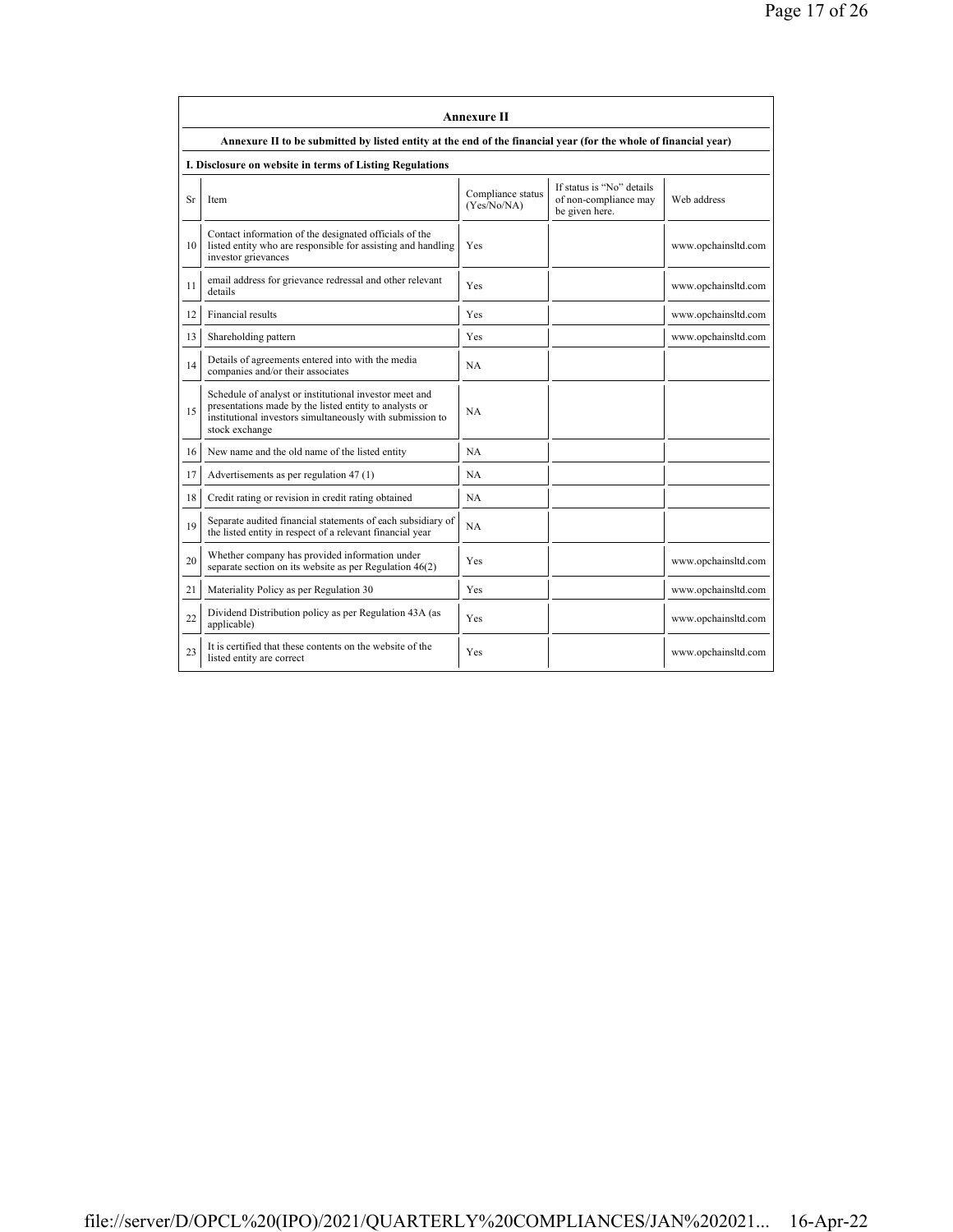## Annexure II

**Annexure II to be submitted by listed entity at the end of the financial year (for the whole of financial year)**

**I. Disclosure on website in terms of Listing Regulations**

| Sr | Item | Compliance status (Yes/No/NA) | If status is "No" details of non-compliance may be given here. | Web address |
|---|---|---|---|---|
| 10 | Contact information of the designated officials of the listed entity who are responsible for assisting and handling investor grievances | Yes | | www.opchainsltd.com |
| 11 | email address for grievance redressal and other relevant details | Yes | | www.opchainsltd.com |
| 12 | Financial results | Yes | | www.opchainsltd.com |
| 13 | Shareholding pattern | Yes | | www.opchainsltd.com |
| 14 | Details of agreements entered into with the media companies and/or their associates | NA | | |
| 15 | Schedule of analyst or institutional investor meet and presentations made by the listed entity to analysts or institutional investors simultaneously with submission to stock exchange | NA | | |
| 16 | New name and the old name of the listed entity | NA | | |
| 17 | Advertisements as per regulation 47 (1) | NA | | |
| 18 | Credit rating or revision in credit rating obtained | NA | | |
| 19 | Separate audited financial statements of each subsidiary of the listed entity in respect of a relevant financial year | NA | | |
| 20 | Whether company has provided information under separate section on its website as per Regulation 46(2) | Yes | | www.opchainsltd.com |
| 21 | Materiality Policy as per Regulation 30 | Yes | | www.opchainsltd.com |
| 22 | Dividend Distribution policy as per Regulation 43A (as applicable) | Yes | | www.opchainsltd.com |
| 23 | It is certified that these contents on the website of the listed entity are correct | Yes | | www.opchainsltd.com |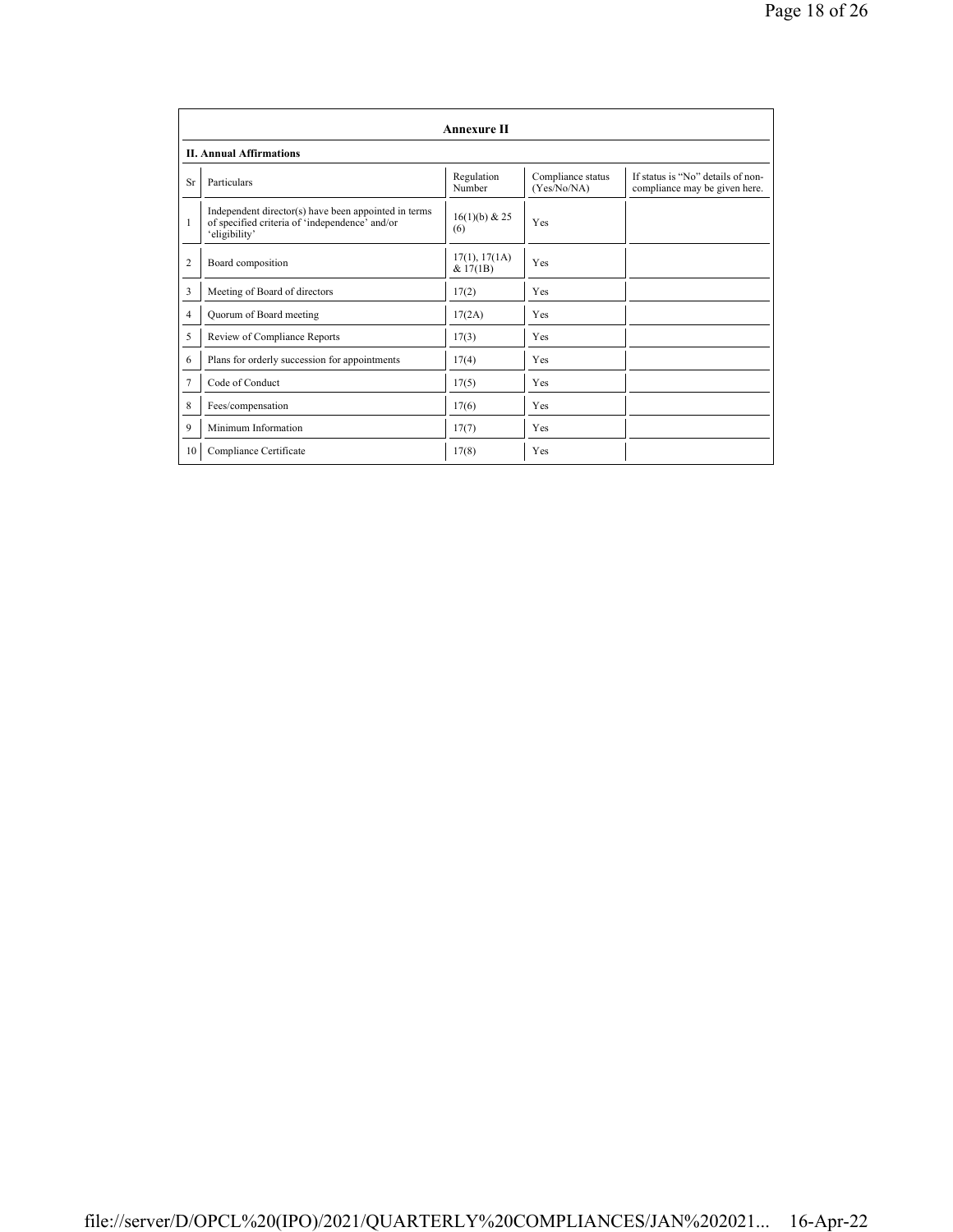## Annexure II

### II. Annual Affirmations

| Sr | Particulars | Regulation Number | Compliance status (Yes/No/NA) | If status is "No" details of non-compliance may be given here. |
|---|---|---|---|---|
| 1 | Independent director(s) have been appointed in terms of specified criteria of 'independence' and/or 'eligibility' | 16(1)(b) & 25 (6) | Yes | |
| 2 | Board composition | 17(1), 17(1A) & 17(1B) | Yes | |
| 3 | Meeting of Board of directors | 17(2) | Yes | |
| 4 | Quorum of Board meeting | 17(2A) | Yes | |
| 5 | Review of Compliance Reports | 17(3) | Yes | |
| 6 | Plans for orderly succession for appointments | 17(4) | Yes | |
| 7 | Code of Conduct | 17(5) | Yes | |
| 8 | Fees/compensation | 17(6) | Yes | |
| 9 | Minimum Information | 17(7) | Yes | |
| 10 | Compliance Certificate | 17(8) | Yes | |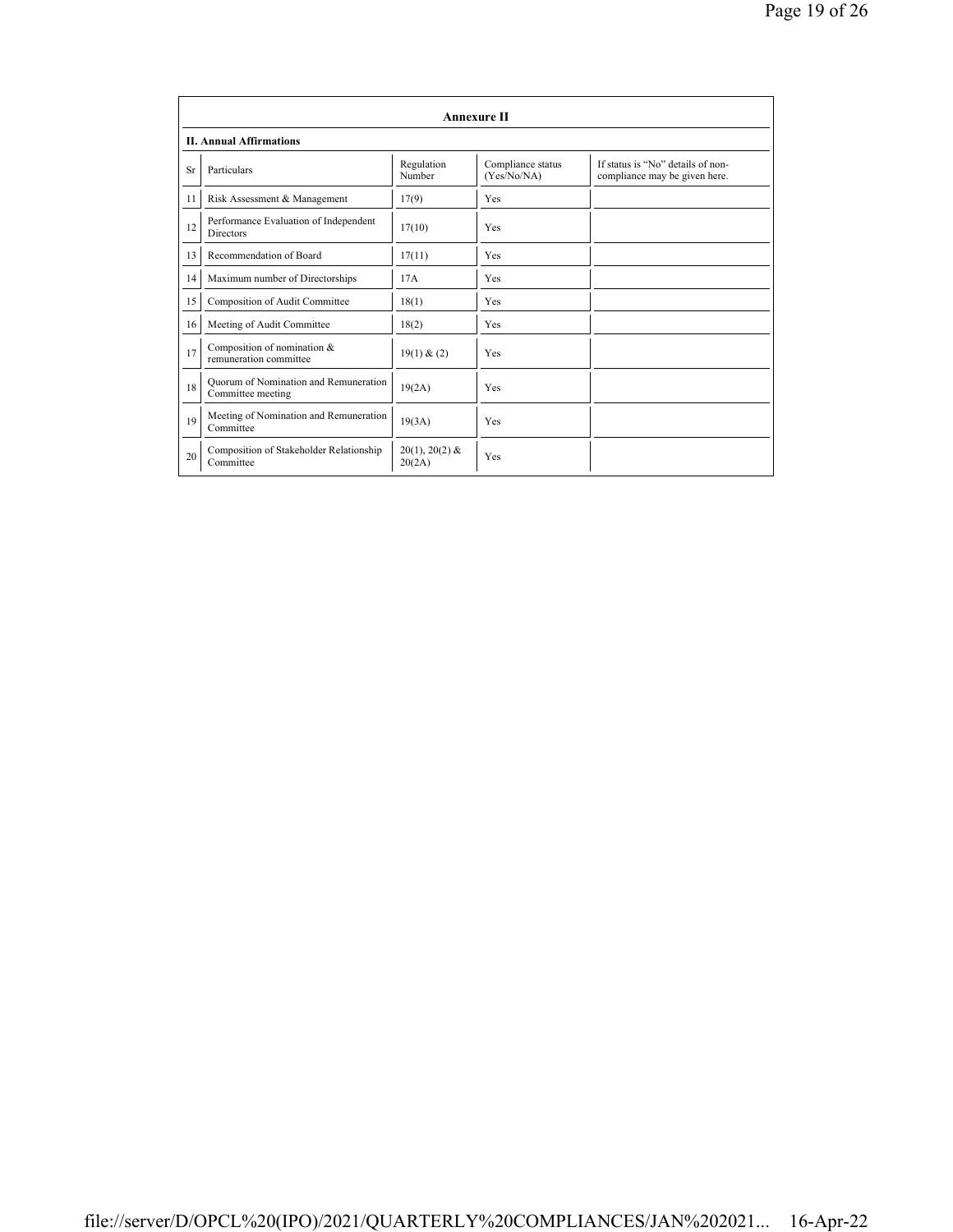## Annexure II

### II. Annual Affirmations

| Sr | Particulars | Regulation Number | Compliance status (Yes/No/NA) | If status is "No" details of non-compliance may be given here. |
|---|---|---|---|---|
| 11 | Risk Assessment & Management | 17(9) | Yes | |
| 12 | Performance Evaluation of Independent Directors | 17(10) | Yes | |
| 13 | Recommendation of Board | 17(11) | Yes | |
| 14 | Maximum number of Directorships | 17A | Yes | |
| 15 | Composition of Audit Committee | 18(1) | Yes | |
| 16 | Meeting of Audit Committee | 18(2) | Yes | |
| 17 | Composition of nomination & remuneration committee | 19(1) & (2) | Yes | |
| 18 | Quorum of Nomination and Remuneration Committee meeting | 19(2A) | Yes | |
| 19 | Meeting of Nomination and Remuneration Committee | 19(3A) | Yes | |
| 20 | Composition of Stakeholder Relationship Committee | 20(1), 20(2) & 20(2A) | Yes | |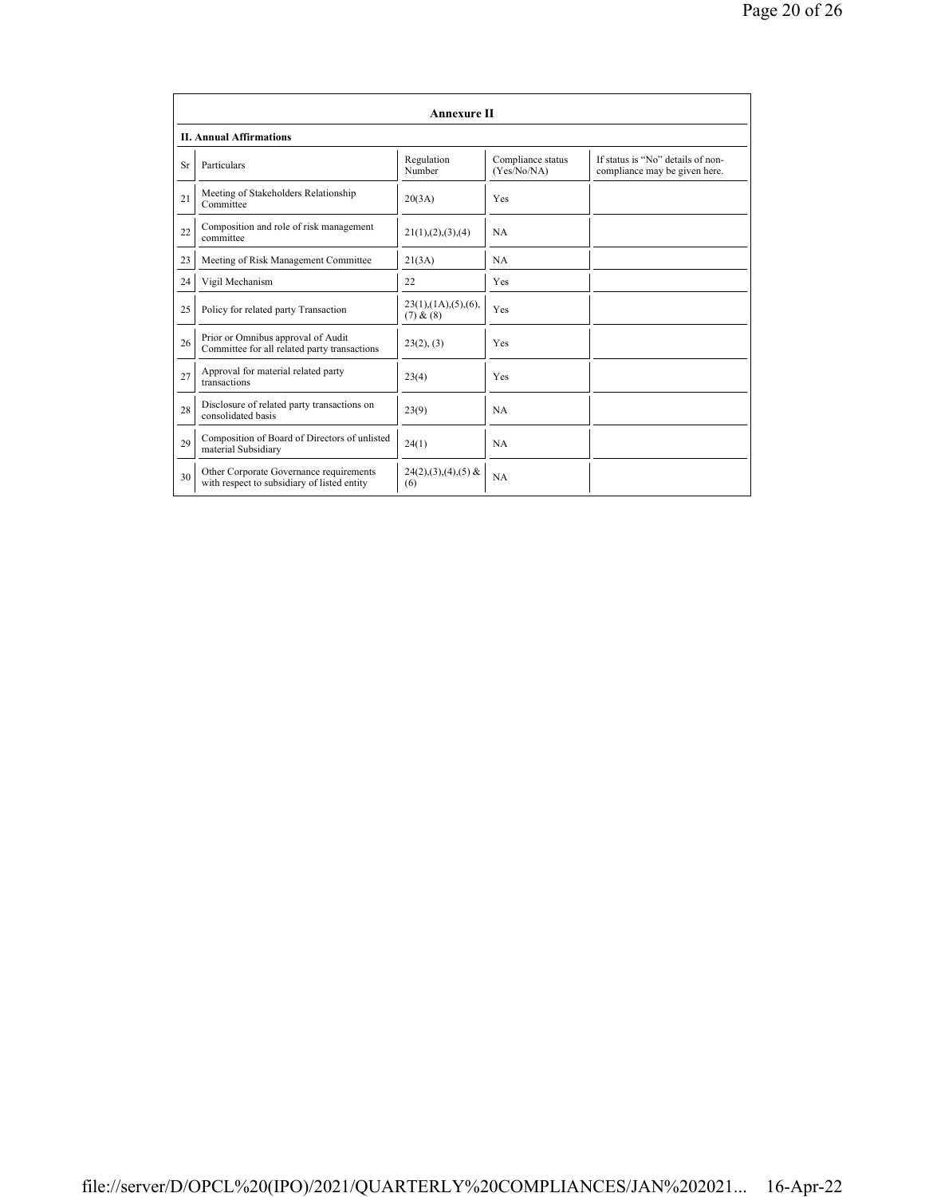**Annexure II**

**II. Annual Affirmations**

| Sr | Particulars | Regulation Number | Compliance status (Yes/No/NA) | If status is "No" details of non-compliance may be given here. |
|---|---|---|---|---|
| 21 | Meeting of Stakeholders Relationship Committee | 20(3A) | Yes | |
| 22 | Composition and role of risk management committee | 21(1),(2),(3),(4) | NA | |
| 23 | Meeting of Risk Management Committee | 21(3A) | NA | |
| 24 | Vigil Mechanism | 22 | Yes | |
| 25 | Policy for related party Transaction | 23(1),(1A),(5),(6), (7) & (8) | Yes | |
| 26 | Prior or Omnibus approval of Audit Committee for all related party transactions | 23(2), (3) | Yes | |
| 27 | Approval for material related party transactions | 23(4) | Yes | |
| 28 | Disclosure of related party transactions on consolidated basis | 23(9) | NA | |
| 29 | Composition of Board of Directors of unlisted material Subsidiary | 24(1) | NA | |
| 30 | Other Corporate Governance requirements with respect to subsidiary of listed entity | 24(2),(3),(4),(5) & (6) | NA | |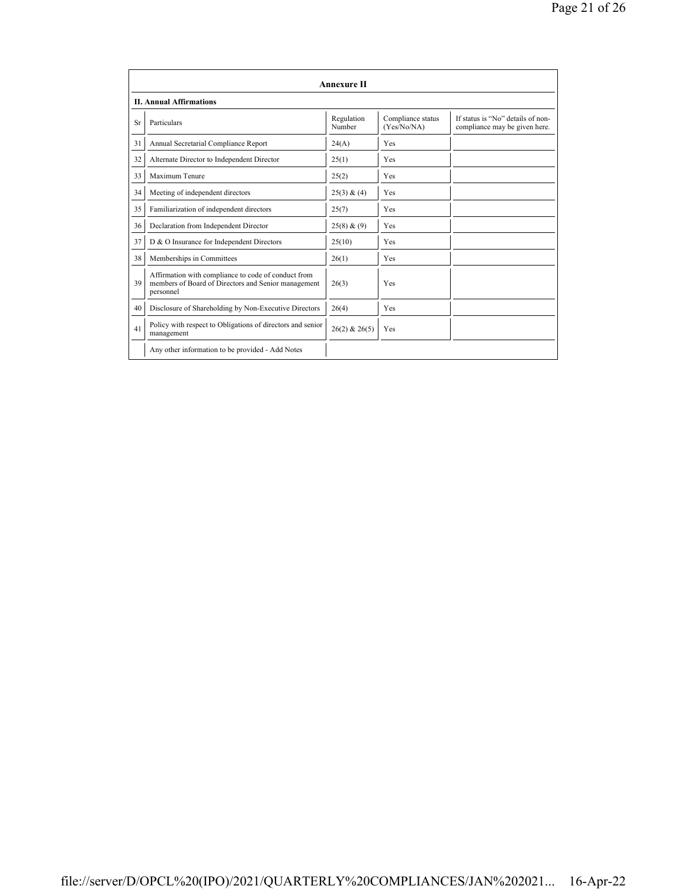## Annexure II

### II. Annual Affirmations

| Sr | Particulars | Regulation Number | Compliance status (Yes/No/NA) | If status is "No" details of non-compliance may be given here. |
|---|---|---|---|---|
| 31 | Annual Secretarial Compliance Report | 24(A) | Yes | |
| 32 | Alternate Director to Independent Director | 25(1) | Yes | |
| 33 | Maximum Tenure | 25(2) | Yes | |
| 34 | Meeting of independent directors | 25(3) & (4) | Yes | |
| 35 | Familiarization of independent directors | 25(7) | Yes | |
| 36 | Declaration from Independent Director | 25(8) & (9) | Yes | |
| 37 | D & O Insurance for Independent Directors | 25(10) | Yes | |
| 38 | Memberships in Committees | 26(1) | Yes | |
| 39 | Affirmation with compliance to code of conduct from members of Board of Directors and Senior management personnel | 26(3) | Yes | |
| 40 | Disclosure of Shareholding by Non-Executive Directors | 26(4) | Yes | |
| 41 | Policy with respect to Obligations of directors and senior management | 26(2) & 26(5) | Yes | |
| | Any other information to be provided - Add Notes | | | |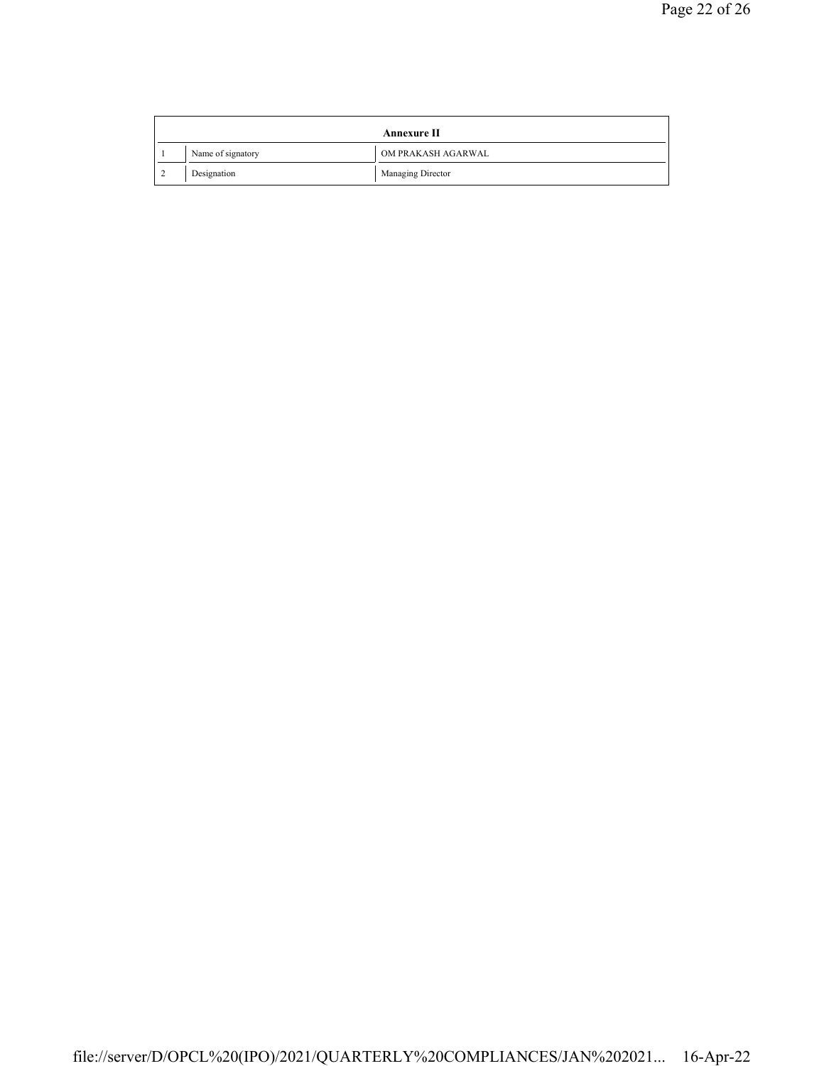| Annexure II | | |
|---|---|---|
| 1 | Name of signatory | OM PRAKASH AGARWAL |
| 2 | Designation | Managing Director |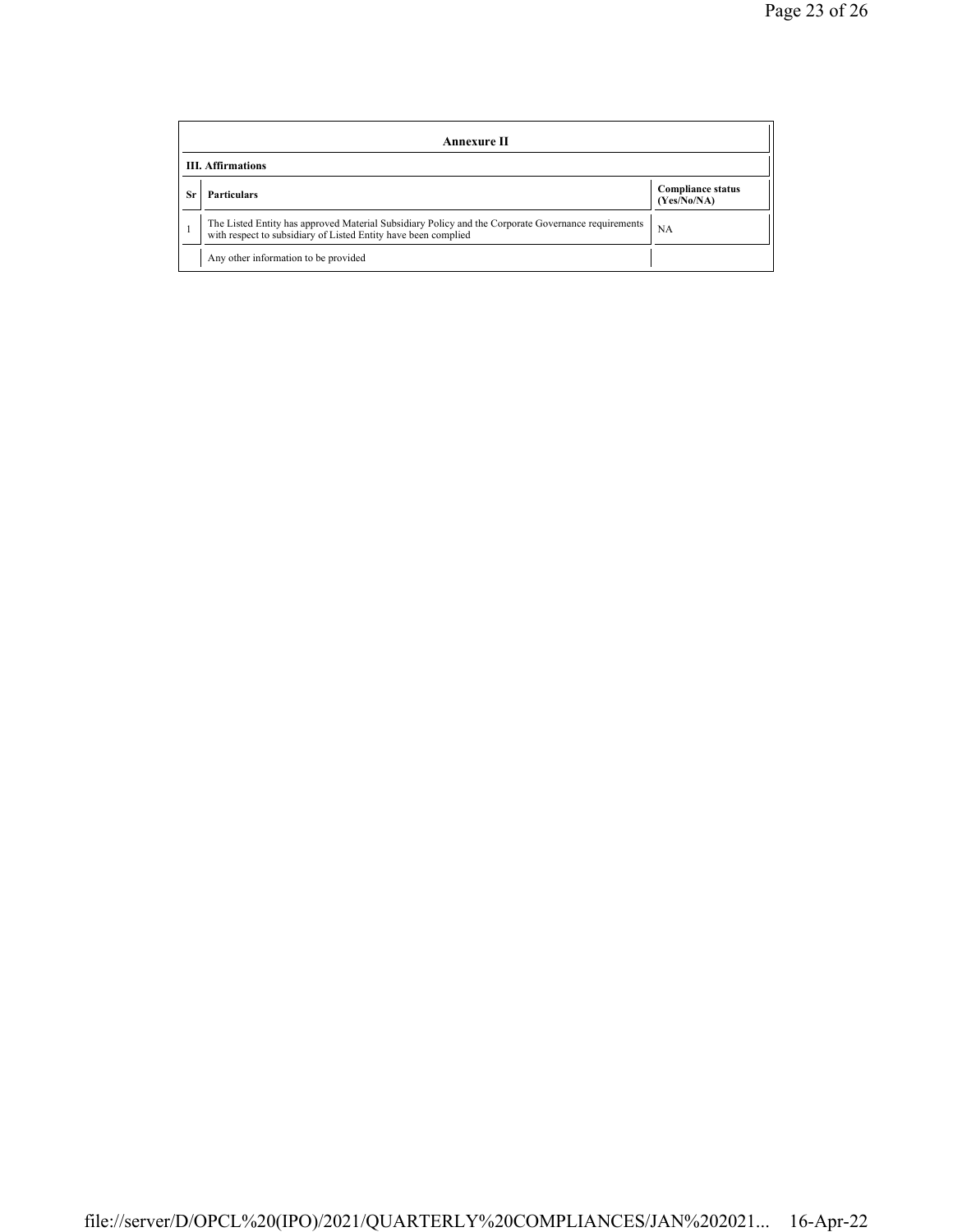## Annexure II

### III. Affirmations

| Sr | Particulars | Compliance status (Yes/No/NA) |
|---|---|---|
| 1 | The Listed Entity has approved Material Subsidiary Policy and the Corporate Governance requirements with respect to subsidiary of Listed Entity have been complied | NA |
| | Any other information to be provided | |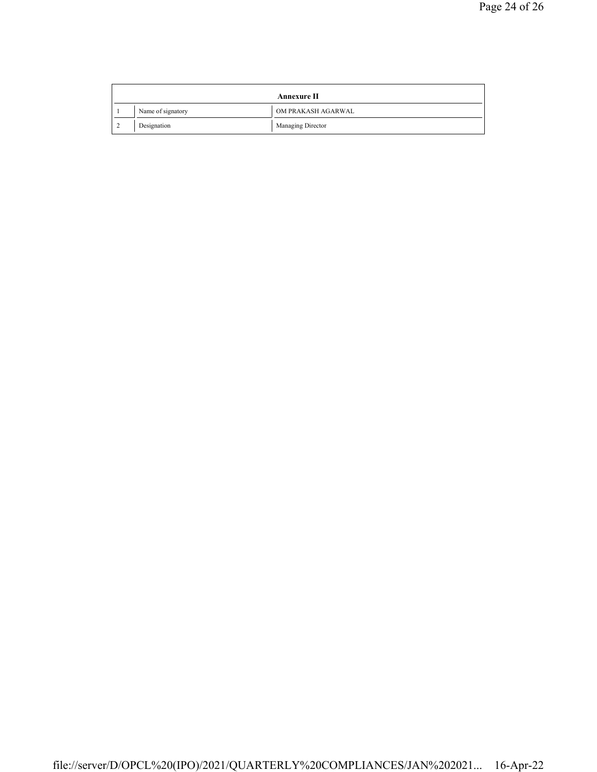| Annexure II | | |
|---|---|---|
| 1 | Name of signatory | OM PRAKASH AGARWAL |
| 2 | Designation | Managing Director |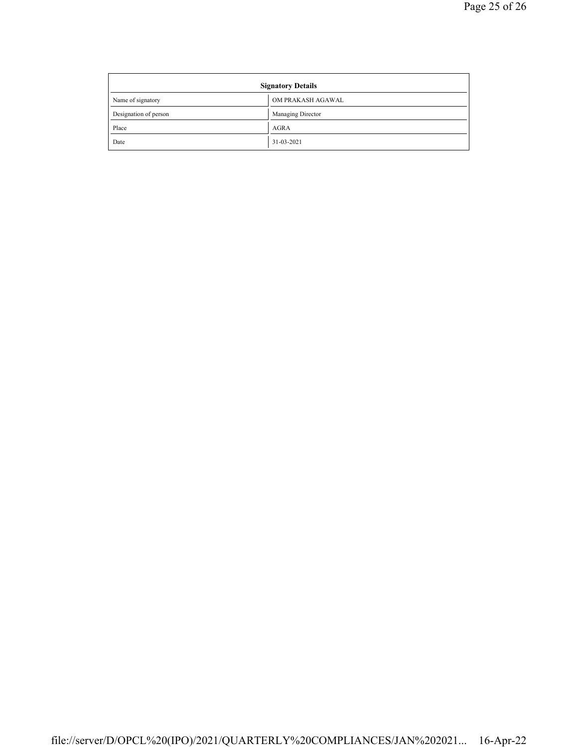| Signatory Details | |
|---|---|
| Name of signatory | OM PRAKASH AGAWAL |
| Designation of person | Managing Director |
| Place | AGRA |
| Date | 31-03-2021 |